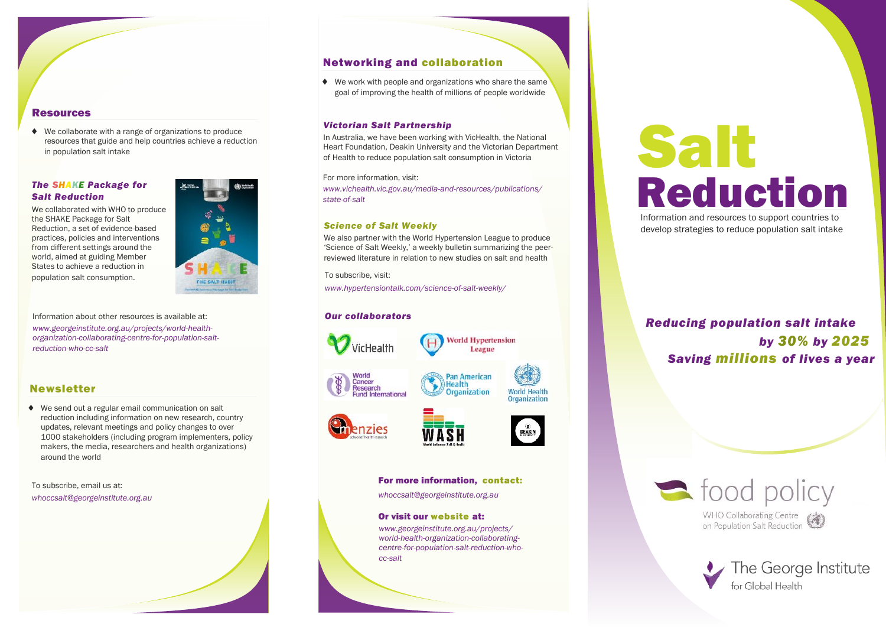## Resources

- We collaborate with a range of organizations to produce resources that guide and help countries achieve a reduction in population salt intake

### *The SHAKE Package for Salt Reduction*

We collaborated with WHO to produce the SHAKE Package for Salt Reduction, a set of evidence-based practices, policies and interventions from different settings around the world, aimed at guiding Member States to achieve a reduction in population salt consumption.

Information about other resources is available at:
*www.georgeinstitute.org.au/projects/world-health-organization-collaborating-centre-for-population-salt-reduction-who-cc-salt*

## Newsletter

- We send out a regular email communication on salt reduction including information on new research, country updates, relevant meetings and policy changes to over 1000 stakeholders (including program implementers, policy makers, the media, researchers and health organizations) around the world

To subscribe, email us at:
*whoccsalt@georgeinstitute.org.au*

## Networking and collaboration

- We work with people and organizations who share the same goal of improving the health of millions of people worldwide

### *Victorian Salt Partnership*

In Australia, we have been working with VicHealth, the National Heart Foundation, Deakin University and the Victorian Department of Health to reduce population salt consumption in Victoria

For more information, visit:
*www.vichealth.vic.gov.au/media-and-resources/publications/state-of-salt*

### *Science of Salt Weekly*

We also partner with the World Hypertension League to produce 'Science of Salt Weekly,' a weekly bulletin summarizing the peer-reviewed literature in relation to new studies on salt and health

To subscribe, visit:
*www.hypertensiontalk.com/science-of-salt-weekly/*

### *Our collaborators*

VicHealth; World Hypertension League; World Cancer Research Fund International; Pan American Health Organization; World Health Organization; Menzies School of Health Research; WASH World Action on Salt & Health; Deakin University

**For more information, contact:**
*whoccsalt@georgeinstitute.org.au*

**Or visit our website at:**
*www.georgeinstitute.org.au/projects/world-health-organization-collaborating-centre-for-population-salt-reduction-who-cc-salt*

# Salt Reduction

Information and resources to support countries to develop strategies to reduce population salt intake

***Reducing population salt intake by 30% by 2025 Saving millions of lives a year***

food policy
WHO Collaborating Centre on Population Salt Reduction

The George Institute for Global Health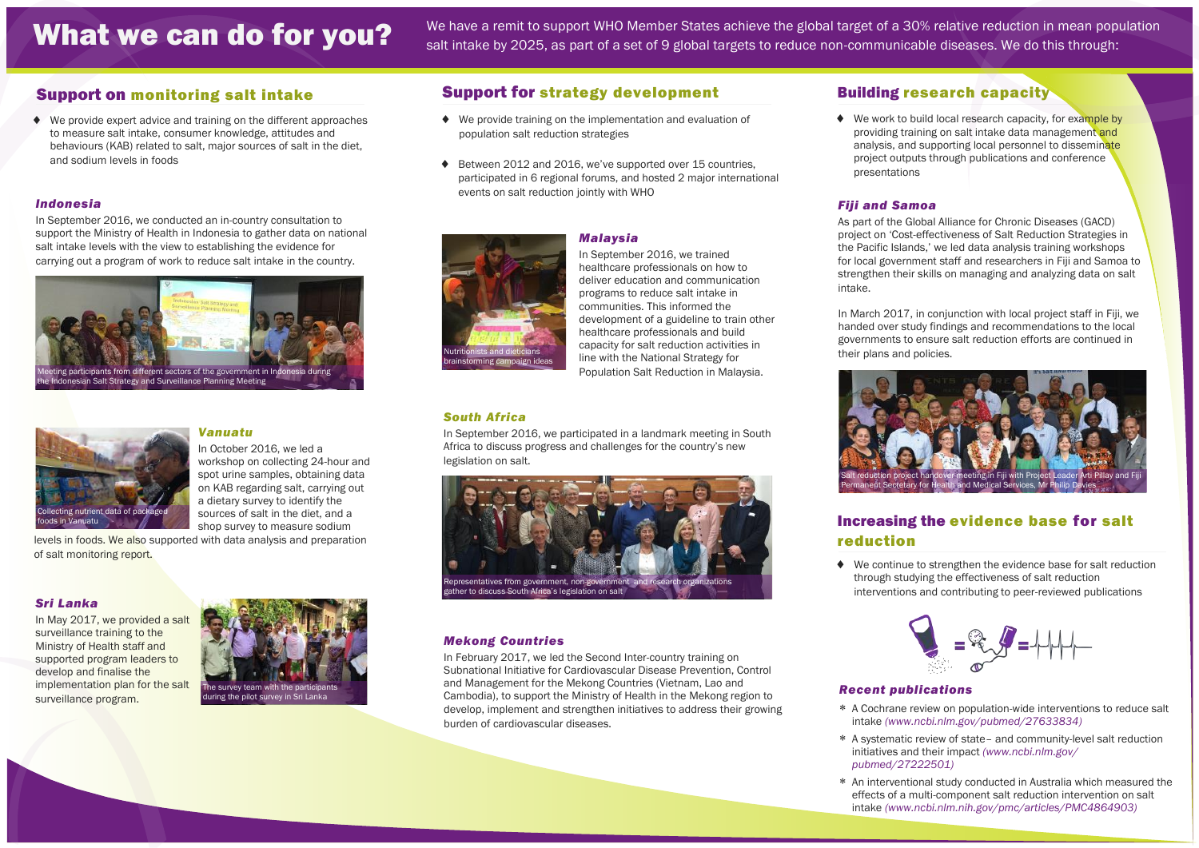# What we can do for you?

We have a remit to support WHO Member States achieve the global target of a 30% relative reduction in mean population salt intake by 2025, as part of a set of 9 global targets to reduce non-communicable diseases. We do this through:

## Support on monitoring salt intake

- We provide expert advice and training on the different approaches to measure salt intake, consumer knowledge, attitudes and behaviours (KAB) related to salt, major sources of salt in the diet, and sodium levels in foods

### Indonesia

In September 2016, we conducted an in-country consultation to support the Ministry of Health in Indonesia to gather data on national salt intake levels with the view to establishing the evidence for carrying out a program of work to reduce salt intake in the country.

Meeting participants from different sectors of the government in Indonesia during the Indonesian Salt Strategy and Surveillance Planning Meeting

### Vanuatu

In October 2016, we led a workshop on collecting 24-hour and spot urine samples, obtaining data on KAB regarding salt, carrying out a dietary survey to identify the sources of salt in the diet, and a shop survey to measure sodium levels in foods. We also supported with data analysis and preparation of salt monitoring report.

Collecting nutrient data of packaged foods in Vanuatu

### Sri Lanka

In May 2017, we provided a salt surveillance training to the Ministry of Health staff and supported program leaders to develop and finalise the implementation plan for the salt surveillance program.

The survey team with the participants during the pilot survey in Sri Lanka

## Support for strategy development

- We provide training on the implementation and evaluation of population salt reduction strategies
- Between 2012 and 2016, we've supported over 15 countries, participated in 6 regional forums, and hosted 2 major international events on salt reduction jointly with WHO

### Malaysia

In September 2016, we trained healthcare professionals on how to deliver education and communication programs to reduce salt intake in communities. This informed the development of a guideline to train other healthcare professionals and build capacity for salt reduction activities in line with the National Strategy for Population Salt Reduction in Malaysia.

Nutritionists and dieticians brainstorming campaign ideas

### South Africa

In September 2016, we participated in a landmark meeting in South Africa to discuss progress and challenges for the country's new legislation on salt.

Representatives from government, non-government and research organizations gather to discuss South Africa's legislation on salt

### Mekong Countries

In February 2017, we led the Second Inter-country training on Subnational Initiative for Cardiovascular Disease Prevention, Control and Management for the Mekong Countries (Vietnam, Lao and Cambodia), to support the Ministry of Health in the Mekong region to develop, implement and strengthen initiatives to address their growing burden of cardiovascular diseases.

## Building research capacity

- We work to build local research capacity, for example by providing training on salt intake data management and analysis, and supporting local personnel to disseminate project outputs through publications and conference presentations

### Fiji and Samoa

As part of the Global Alliance for Chronic Diseases (GACD) project on 'Cost-effectiveness of Salt Reduction Strategies in the Pacific Islands,' we led data analysis training workshops for local government staff and researchers in Fiji and Samoa to strengthen their skills on managing and analyzing data on salt intake.

In March 2017, in conjunction with local project staff in Fiji, we handed over study findings and recommendations to the local governments to ensure salt reduction efforts are continued in their plans and policies.

Salt reduction project handover meeting in Fiji with Project Leader Arti Pillay and Fiji Permanent Secretary for Health and Medical Services, Mr Philip Davies

## Increasing the evidence base for salt reduction

- We continue to strengthen the evidence base for salt reduction through studying the effectiveness of salt reduction interventions and contributing to peer-reviewed publications

### Recent publications

- A Cochrane review on population-wide interventions to reduce salt intake *(www.ncbi.nlm.nih.gov/pubmed/27633834)*
- A systematic review of state– and community-level salt reduction initiatives and their impact *(www.ncbi.nlm.gov/pubmed/27222501)*
- An interventional study conducted in Australia which measured the effects of a multi-component salt reduction intervention on salt intake *(www.ncbi.nlm.nih.gov/pmc/articles/PMC4864903)*